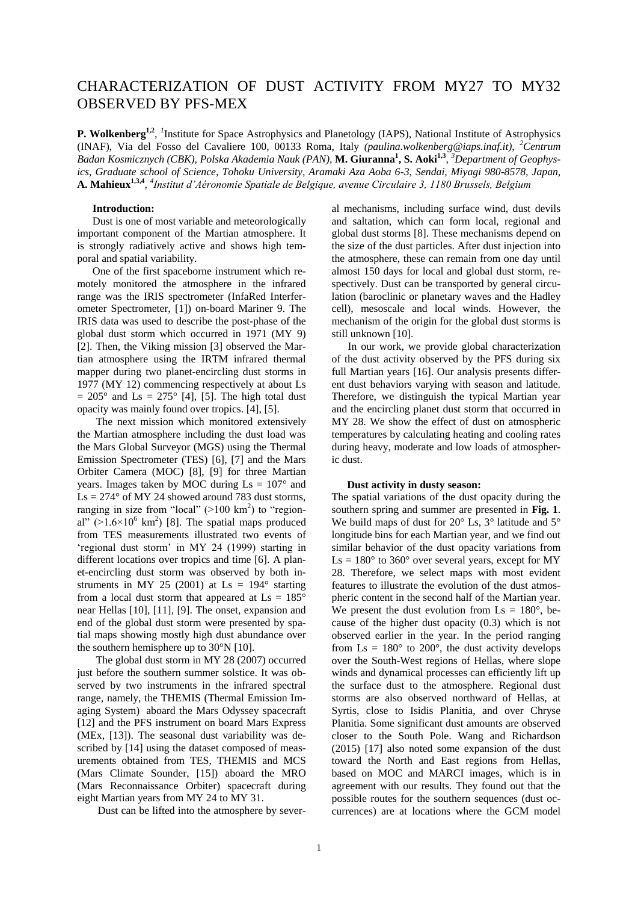# CHARACTERIZATION OF DUST ACTIVITY FROM MY27 TO MY32 OBSERVED BY PFS-MEX

**P. Wolkenberg**[1,2], [1]Institute for Space Astrophysics and Planetology (IAPS), National Institute of Astrophysics (INAF), Via del Fosso del Cavaliere 100, 00133 Roma, Italy *(paulina.wolkenberg@iaps.inaf.it)*, [2]*Centrum Badan Kosmicznych (CBK), Polska Akademia Nauk (PAN),* **M. Giuranna**[1], **S. Aoki**[1,3], [3]*Department of Geophysics, Graduate school of Science, Tohoku University, Aramaki Aza Aoba 6-3, Sendai, Miyagi 980-8578, Japan,* **A. Mahieux**[1,3,4], [4]*Institut d'Aéronomie Spatiale de Belgique, avenue Circulaire 3, 1180 Brussels, Belgium*

**Introduction:**

Dust is one of most variable and meteorologically important component of the Martian atmosphere. It is strongly radiatively active and shows high temporal and spatial variability.

One of the first spaceborne instrument which remotely monitored the atmosphere in the infrared range was the IRIS spectrometer (InfaRed Interferometer Spectrometer, [1]) on-board Mariner 9. The IRIS data was used to describe the post-phase of the global dust storm which occurred in 1971 (MY 9) [2]. Then, the Viking mission [3] observed the Martian atmosphere using the IRTM infrared thermal mapper during two planet-encircling dust storms in 1977 (MY 12) commencing respectively at about Ls = 205° and Ls = 275° [4], [5]. The high total dust opacity was mainly found over tropics. [4], [5].

The next mission which monitored extensively the Martian atmosphere including the dust load was the Mars Global Surveyor (MGS) using the Thermal Emission Spectrometer (TES) [6], [7] and the Mars Orbiter Camera (MOC) [8], [9] for three Martian years. Images taken by MOC during Ls = 107° and Ls = 274° of MY 24 showed around 783 dust storms, ranging in size from "local" (>100 km$^2$) to "regional" (>1.6×10$^6$ km$^2$) [8]. The spatial maps produced from TES measurements illustrated two events of 'regional dust storm' in MY 24 (1999) starting in different locations over tropics and time [6]. A planet-encircling dust storm was observed by both instruments in MY 25 (2001) at Ls = 194° starting from a local dust storm that appeared at Ls = 185° near Hellas [10], [11], [9]. The onset, expansion and end of the global dust storm were presented by spatial maps showing mostly high dust abundance over the southern hemisphere up to 30°N [10].

The global dust storm in MY 28 (2007) occurred just before the southern summer solstice. It was observed by two instruments in the infrared spectral range, namely, the THEMIS (Thermal Emission Imaging System) aboard the Mars Odyssey spacecraft [12] and the PFS instrument on board Mars Express (MEx, [13]). The seasonal dust variability was described by [14] using the dataset composed of measurements obtained from TES, THEMIS and MCS (Mars Climate Sounder, [15]) aboard the MRO (Mars Reconnaissance Orbiter) spacecraft during eight Martian years from MY 24 to MY 31.

Dust can be lifted into the atmosphere by several mechanisms, including surface wind, dust devils and saltation, which can form local, regional and global dust storms [8]. These mechanisms depend on the size of the dust particles. After dust injection into the atmosphere, these can remain from one day until almost 150 days for local and global dust storm, respectively. Dust can be transported by general circulation (baroclinic or planetary waves and the Hadley cell), mesoscale and local winds. However, the mechanism of the origin for the global dust storms is still unknown [10].

In our work, we provide global characterization of the dust activity observed by the PFS during six full Martian years [16]. Our analysis presents different dust behaviors varying with season and latitude. Therefore, we distinguish the typical Martian year and the encircling planet dust storm that occurred in MY 28. We show the effect of dust on atmospheric temperatures by calculating heating and cooling rates during heavy, moderate and low loads of atmospheric dust.

**Dust activity in dusty season:**

The spatial variations of the dust opacity during the southern spring and summer are presented in **Fig. 1**. We build maps of dust for 20° Ls, 3° latitude and 5° longitude bins for each Martian year, and we find out similar behavior of the dust opacity variations from Ls = 180° to 360° over several years, except for MY 28. Therefore, we select maps with most evident features to illustrate the evolution of the dust atmospheric content in the second half of the Martian year. We present the dust evolution from Ls = 180°, because of the higher dust opacity (0.3) which is not observed earlier in the year. In the period ranging from Ls = 180° to 200°, the dust activity develops over the South-West regions of Hellas, where slope winds and dynamical processes can efficiently lift up the surface dust to the atmosphere. Regional dust storms are also observed northward of Hellas, at Syrtis, close to Isidis Planitia, and over Chryse Planitia. Some significant dust amounts are observed closer to the South Pole. Wang and Richardson (2015) [17] also noted some expansion of the dust toward the North and East regions from Hellas, based on MOC and MARCI images, which is in agreement with our results. They found out that the possible routes for the southern sequences (dust occurrences) are at locations where the GCM model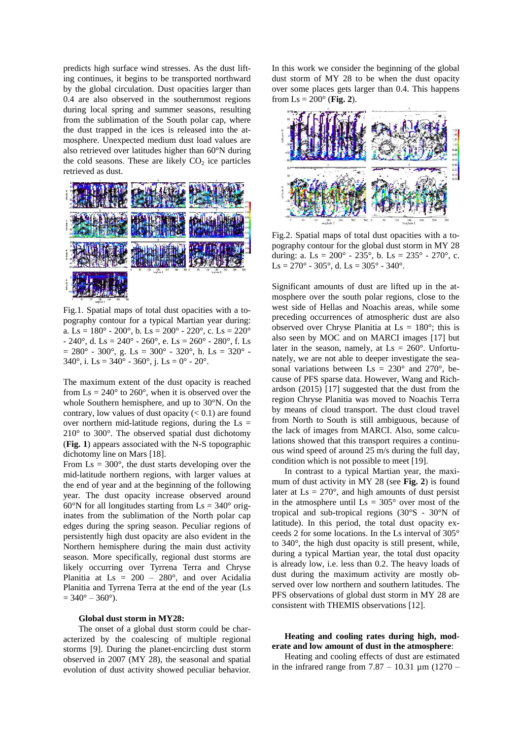predicts high surface wind stresses. As the dust lifting continues, it begins to be transported northward by the global circulation. Dust opacities larger than 0.4 are also observed in the southernmost regions during local spring and summer seasons, resulting from the sublimation of the South polar cap, where the dust trapped in the ices is released into the atmosphere. Unexpected medium dust load values are also retrieved over latitudes higher than 60°N during the cold seasons. These are likely $CO_2$ ice particles retrieved as dust.

Fig.1. Spatial maps of total dust opacities with a topography contour for a typical Martian year during: a. Ls = 180° - 200°, b. Ls = 200° - 220°, c. Ls = 220° - 240°, d. Ls = 240° - 260°, e. Ls = 260° - 280°, f. Ls = 280° - 300°, g. Ls = 300° - 320°, h. Ls = 320° - 340°, i. Ls = 340° - 360°, j. Ls = 0° - 20°.

The maximum extent of the dust opacity is reached from Ls = 240° to 260°, when it is observed over the whole Southern hemisphere, and up to 30°N. On the contrary, low values of dust opacity (< 0.1) are found over northern mid-latitude regions, during the Ls = 210° to 300°. The observed spatial dust dichotomy (**Fig. 1**) appears associated with the N-S topographic dichotomy line on Mars [18].

From Ls = 300°, the dust starts developing over the mid-latitude northern regions, with larger values at the end of year and at the beginning of the following year. The dust opacity increase observed around 60°N for all longitudes starting from Ls = 340° originates from the sublimation of the North polar cap edges during the spring season. Peculiar regions of persistently high dust opacity are also evident in the Northern hemisphere during the main dust activity season. More specifically, regional dust storms are likely occurring over Tyrrena Terra and Chryse Planitia at Ls = 200 – 280°, and over Acidalia Planitia and Tyrrena Terra at the end of the year (Ls = 340° – 360°).

**Global dust storm in MY28:**

The onset of a global dust storm could be characterized by the coalescing of multiple regional storms [9]. During the planet-encircling dust storm observed in 2007 (MY 28), the seasonal and spatial evolution of dust activity showed peculiar behavior. In this work we consider the beginning of the global dust storm of MY 28 to be when the dust opacity over some places gets larger than 0.4. This happens from Ls = 200° (**Fig. 2**).

Fig.2. Spatial maps of total dust opacities with a topography contour for the global dust storm in MY 28 during: a. Ls = 200° - 235°, b. Ls = 235° - 270°, c. Ls = 270° - 305°, d. Ls = 305° - 340°.

Significant amounts of dust are lifted up in the atmosphere over the south polar regions, close to the west side of Hellas and Noachis areas, while some preceding occurrences of atmospheric dust are also observed over Chryse Planitia at Ls = 180°; this is also seen by MOC and on MARCI images [17] but later in the season, namely, at Ls = 260°. Unfortunately, we are not able to deeper investigate the seasonal variations between Ls = 230° and 270°, because of PFS sparse data. However, Wang and Richardson (2015) [17] suggested that the dust from the region Chryse Planitia was moved to Noachis Terra by means of cloud transport. The dust cloud travel from North to South is still ambiguous, because of the lack of images from MARCI. Also, some calculations showed that this transport requires a continuous wind speed of around 25 m/s during the full day, condition which is not possible to meet [19].

In contrast to a typical Martian year, the maximum of dust activity in MY 28 (see **Fig. 2**) is found later at Ls = 270°, and high amounts of dust persist in the atmosphere until Ls = 305° over most of the tropical and sub-tropical regions (30°S - 30°N of latitude). In this period, the total dust opacity exceeds 2 for some locations. In the Ls interval of 305° to 340°, the high dust opacity is still present, while, during a typical Martian year, the total dust opacity is already low, i.e. less than 0.2. The heavy loads of dust during the maximum activity are mostly observed over low northern and southern latitudes. The PFS observations of global dust storm in MY 28 are consistent with THEMIS observations [12].

**Heating and cooling rates during high, moderate and low amount of dust in the atmosphere**:

Heating and cooling effects of dust are estimated in the infrared range from 7.87 – 10.31 µm (1270 –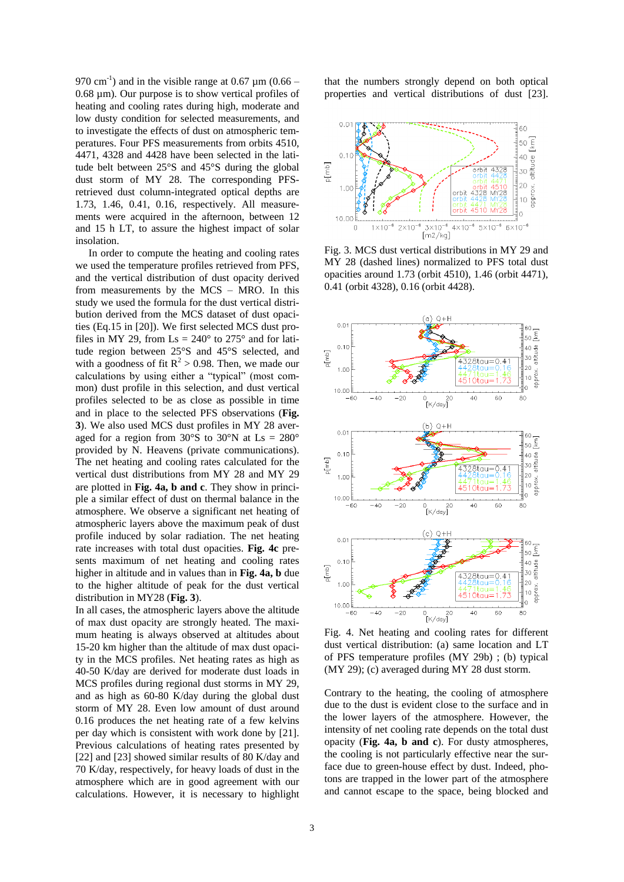970 $cm^{-1}$) and in the visible range at 0.67 µm (0.66 – 0.68 µm). Our purpose is to show vertical profiles of heating and cooling rates during high, moderate and low dusty condition for selected measurements, and to investigate the effects of dust on atmospheric temperatures. Four PFS measurements from orbits 4510, 4471, 4328 and 4428 have been selected in the latitude belt between 25°S and 45°S during the global dust storm of MY 28. The corresponding PFS-retrieved dust column-integrated optical depths are 1.73, 1.46, 0.41, 0.16, respectively. All measurements were acquired in the afternoon, between 12 and 15 h LT, to assure the highest impact of solar insolation.

In order to compute the heating and cooling rates we used the temperature profiles retrieved from PFS, and the vertical distribution of dust opacity derived from measurements by the MCS – MRO. In this study we used the formula for the dust vertical distribution derived from the MCS dataset of dust opacities (Eq.15 in [20]). We first selected MCS dust profiles in MY 29, from Ls = 240° to 275° and for latitude region between 25°S and 45°S selected, and with a goodness of fit $R^2 > 0.98$. Then, we made our calculations by using either a "typical" (most common) dust profile in this selection, and dust vertical profiles selected to be as close as possible in time and in place to the selected PFS observations (**Fig. 3**). We also used MCS dust profiles in MY 28 averaged for a region from 30°S to 30°N at Ls = 280° provided by N. Heavens (private communications). The net heating and cooling rates calculated for the vertical dust distributions from MY 28 and MY 29 are plotted in **Fig. 4a, b and c**. They show in principle a similar effect of dust on thermal balance in the atmosphere. We observe a significant net heating of atmospheric layers above the maximum peak of dust profile induced by solar radiation. The net heating rate increases with total dust opacities. **Fig. 4c** presents maximum of net heating and cooling rates higher in altitude and in values than in **Fig. 4a, b** due to the higher altitude of peak for the dust vertical distribution in MY28 (**Fig. 3**).

In all cases, the atmospheric layers above the altitude of max dust opacity are strongly heated. The maximum heating is always observed at altitudes about 15-20 km higher than the altitude of max dust opacity in the MCS profiles. Net heating rates as high as 40-50 K/day are derived for moderate dust loads in MCS profiles during regional dust storms in MY 29, and as high as 60-80 K/day during the global dust storm of MY 28. Even low amount of dust around 0.16 produces the net heating rate of a few kelvins per day which is consistent with work done by [21]. Previous calculations of heating rates presented by [22] and [23] showed similar results of 80 K/day and 70 K/day, respectively, for heavy loads of dust in the atmosphere which are in good agreement with our calculations. However, it is necessary to highlight that the numbers strongly depend on both optical properties and vertical distributions of dust [23].

Fig. 3. MCS dust vertical distributions in MY 29 and MY 28 (dashed lines) normalized to PFS total dust opacities around 1.73 (orbit 4510), 1.46 (orbit 4471), 0.41 (orbit 4328), 0.16 (orbit 4428).

Fig. 4. Net heating and cooling rates for different dust vertical distribution: (a) same location and LT of PFS temperature profiles (MY 29b) ; (b) typical (MY 29); (c) averaged during MY 28 dust storm.

Contrary to the heating, the cooling of atmosphere due to the dust is evident close to the surface and in the lower layers of the atmosphere. However, the intensity of net cooling rate depends on the total dust opacity (**Fig. 4a, b and c**). For dusty atmospheres, the cooling is not particularly effective near the surface due to green-house effect by dust. Indeed, photons are trapped in the lower part of the atmosphere and cannot escape to the space, being blocked and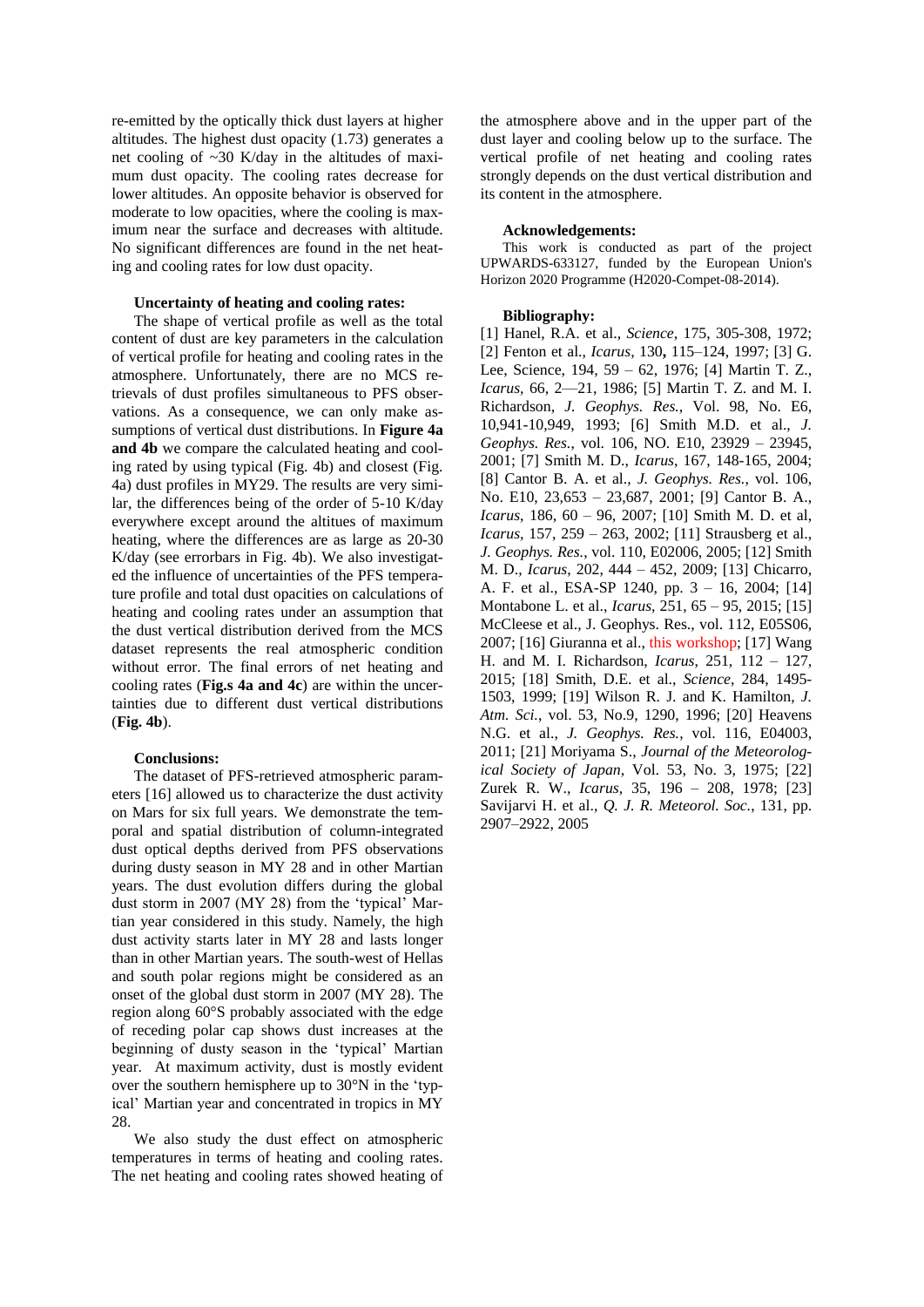re-emitted by the optically thick dust layers at higher altitudes. The highest dust opacity (1.73) generates a net cooling of ~30 K/day in the altitudes of maximum dust opacity. The cooling rates decrease for lower altitudes. An opposite behavior is observed for moderate to low opacities, where the cooling is maximum near the surface and decreases with altitude. No significant differences are found in the net heating and cooling rates for low dust opacity.

**Uncertainty of heating and cooling rates:** The shape of vertical profile as well as the total content of dust are key parameters in the calculation of vertical profile for heating and cooling rates in the atmosphere. Unfortunately, there are no MCS retrievals of dust profiles simultaneous to PFS observations. As a consequence, we can only make assumptions of vertical dust distributions. In **Figure 4a and 4b** we compare the calculated heating and cooling rated by using typical (Fig. 4b) and closest (Fig. 4a) dust profiles in MY29. The results are very similar, the differences being of the order of 5-10 K/day everywhere except around the altitues of maximum heating, where the differences are as large as 20-30 K/day (see errorbars in Fig. 4b). We also investigated the influence of uncertainties of the PFS temperature profile and total dust opacities on calculations of heating and cooling rates under an assumption that the dust vertical distribution derived from the MCS dataset represents the real atmospheric condition without error. The final errors of net heating and cooling rates (**Fig.s 4a and 4c**) are within the uncertainties due to different dust vertical distributions (**Fig. 4b**).

**Conclusions:** The dataset of PFS-retrieved atmospheric parameters [16] allowed us to characterize the dust activity on Mars for six full years. We demonstrate the temporal and spatial distribution of column-integrated dust optical depths derived from PFS observations during dusty season in MY 28 and in other Martian years. The dust evolution differs during the global dust storm in 2007 (MY 28) from the 'typical' Martian year considered in this study. Namely, the high dust activity starts later in MY 28 and lasts longer than in other Martian years. The south-west of Hellas and south polar regions might be considered as an onset of the global dust storm in 2007 (MY 28). The region along 60°S probably associated with the edge of receding polar cap shows dust increases at the beginning of dusty season in the 'typical' Martian year. At maximum activity, dust is mostly evident over the southern hemisphere up to 30°N in the 'typical' Martian year and concentrated in tropics in MY 28.

We also study the dust effect on atmospheric temperatures in terms of heating and cooling rates. The net heating and cooling rates showed heating of the atmosphere above and in the upper part of the dust layer and cooling below up to the surface. The vertical profile of net heating and cooling rates strongly depends on the dust vertical distribution and its content in the atmosphere.

**Acknowledgements:** This work is conducted as part of the project UPWARDS-633127, funded by the European Union's Horizon 2020 Programme (H2020-Compet-08-2014).

**Bibliography:** [1] Hanel, R.A. et al., *Science*, 175, 305-308, 1972; [2] Fenton et al., *Icarus*, 130**,** 115–124, 1997; [3] G. Lee, Science, 194, 59 – 62, 1976; [4] Martin T. Z., *Icarus,* 66, 2—21, 1986; [5] Martin T. Z. and M. I. Richardson, *J. Geophys. Res.*, Vol. 98, No. E6, 10,941-10,949, 1993; [6] Smith M.D. et al., *J. Geophys. Res.*, vol. 106, NO. E10, 23929 – 23945, 2001; [7] Smith M. D., *Icarus*, 167, 148-165, 2004; [8] Cantor B. A. et al., *J. Geophys. Res.*, vol. 106, No. E10, 23,653 – 23,687, 2001; [9] Cantor B. A., *Icarus*, 186, 60 – 96, 2007; [10] Smith M. D. et al, *Icarus*, 157, 259 – 263, 2002; [11] Strausberg et al., *J. Geophys. Res.*, vol. 110, E02006, 2005; [12] Smith M. D., *Icarus*, 202, 444 – 452, 2009; [13] Chicarro, A. F. et al., ESA-SP 1240, pp. 3 – 16, 2004; [14] Montabone L. et al., *Icarus*, 251, 65 – 95, 2015; [15] McCleese et al., J. Geophys. Res., vol. 112, E05S06, 2007; [16] Giuranna et al., this workshop; [17] Wang H. and M. I. Richardson, *Icarus*, 251, 112 – 127, 2015; [18] Smith, D.E. et al., *Science*, 284, 1495-1503, 1999; [19] Wilson R. J. and K. Hamilton, *J. Atm. Sci.*, vol. 53, No.9, 1290, 1996; [20] Heavens N.G. et al., *J. Geophys. Res.*, vol. 116, E04003, 2011; [21] Moriyama S., *Journal of the Meteorological Society of Japan*, Vol. 53, No. 3, 1975; [22] Zurek R. W., *Icarus*, 35, 196 – 208, 1978; [23] Savijarvi H. et al., *Q. J. R. Meteorol. Soc.*, 131, pp. 2907–2922, 2005